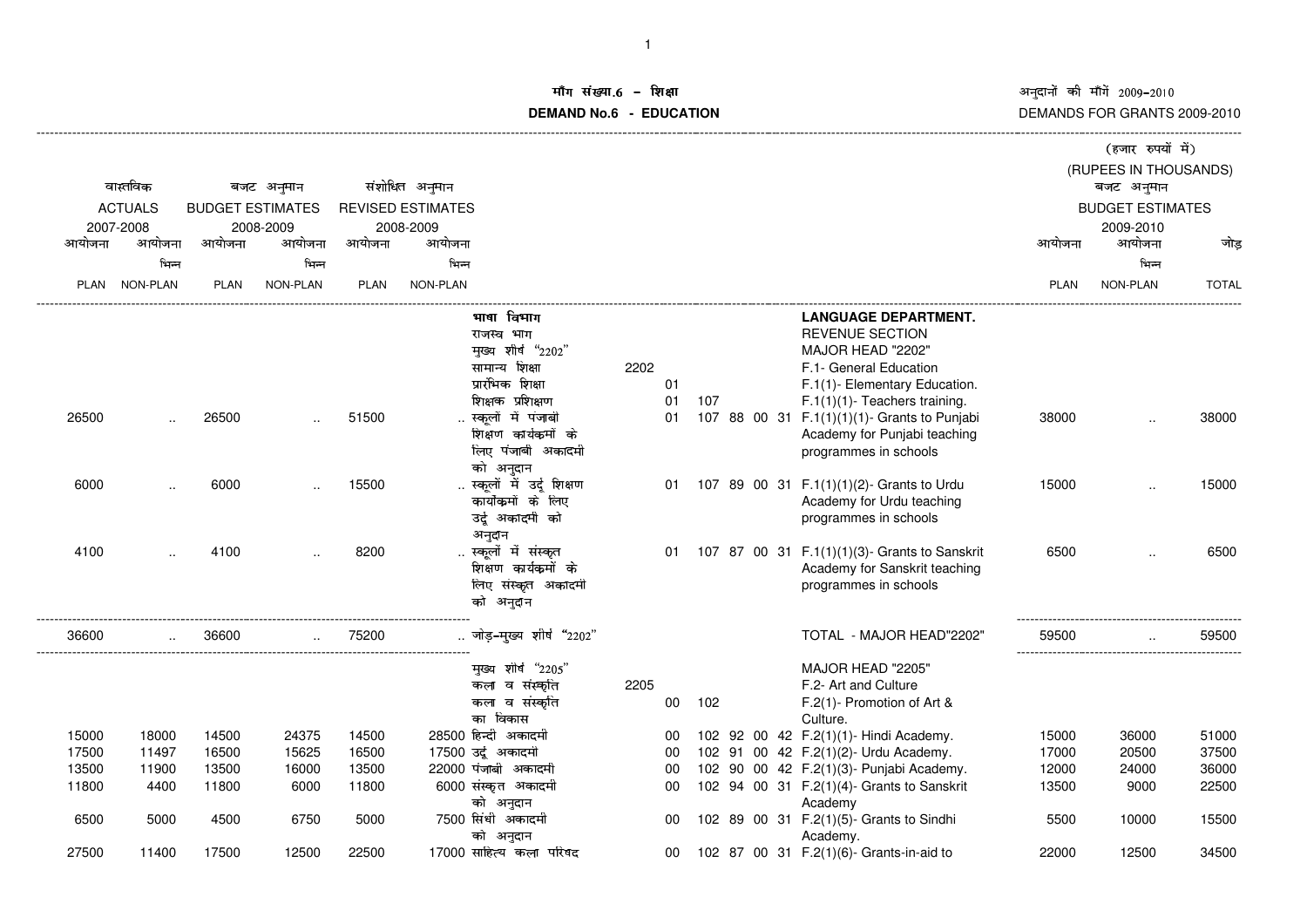# माँग संख्या.6 - शिक्षा

# DEMAND No.6 - EDUCATION

अनुदानों की माँगें 2009-2010

DEMANDS FOR GRANTS 2009-2010

(हजार रुपयों में)
(RUPEES IN THOUSANDS)

| वास्तविक ACTUALS 2007-2008 | | बजट अनुमान BUDGET ESTIMATES 2008-2009 | | संशोधित अनुमान REVISED ESTIMATES 2008-2009 | | | | | | | | | | बजट अनुमान BUDGET ESTIMATES 2009-2010 | | |
|---|---|---|---|---|---|---|---|---|---|---|---|---|---|---|---|---|
| आयोजना PLAN | आयोजना भिन्न NON-PLAN | आयोजना PLAN | आयोजना भिन्न NON-PLAN | आयोजना PLAN | आयोजना भिन्न NON-PLAN | | | | | | | | | आयोजना PLAN | आयोजना भिन्न NON-PLAN | जोड़ TOTAL |
| | | | | | | भाषा विभाग | | | | | | | LANGUAGE DEPARTMENT. | | | |
| | | | | | | राजस्व भाग | | | | | | | REVENUE SECTION | | | |
| | | | | | | मुख्य शीर्ष "2202" | | | | | | | MAJOR HEAD "2202" | | | |
| | | | | | | सामान्य शिक्षा | 2202 | | | | | | F.1- General Education | | | |
| | | | | | | प्रारंभिक शिक्षा | | 01 | | | | | F.1(1)- Elementary Education. | | | |
| | | | | | | शिक्षक प्रशिक्षण | | 01 | 107 | | | | F.1(1)(1)- Teachers training. | | | |
| 26500 | .. | 26500 | .. | 51500 | .. | स्कूलों में पंजाबी शिक्षण कार्यक्रमों के लिए पंजाबी अकादमी को अनुदान | | 01 | 107 | 88 | 00 | 31 | F.1(1)(1)(1)- Grants to Punjabi Academy for Punjabi teaching programmes in schools | 38000 | .. | 38000 |
| 6000 | .. | 6000 | .. | 15500 | .. | स्कूलों में उर्दू शिक्षण कार्यक्रमों के लिए उर्दू अकादमी को अनुदान | | 01 | 107 | 89 | 00 | 31 | F.1(1)(1)(2)- Grants to Urdu Academy for Urdu teaching programmes in schools | 15000 | .. | 15000 |
| 4100 | .. | 4100 | .. | 8200 | .. | स्कूलों में संस्कृत शिक्षण कार्यक्रमों के लिए संस्कृत अकादमी को अनुदान | | 01 | 107 | 87 | 00 | 31 | F.1(1)(1)(3)- Grants to Sanskrit Academy for Sanskrit teaching programmes in schools | 6500 | .. | 6500 |
| 36600 | .. | 36600 | .. | 75200 | .. | जोड़-मुख्य शीर्ष "2202" | | | | | | | TOTAL - MAJOR HEAD"2202" | 59500 | .. | 59500 |
| | | | | | | मुख्य शीर्ष "2205" | | | | | | | MAJOR HEAD "2205" | | | |
| | | | | | | कला व संस्कृति | 2205 | | | | | | F.2- Art and Culture | | | |
| | | | | | | कला व संस्कृति का विकास | | 00 | 102 | | | | F.2(1)- Promotion of Art & Culture. | | | |
| 15000 | 18000 | 14500 | 24375 | 14500 | 28500 | हिन्दी अकादमी | | 00 | 102 | 92 | 00 | 42 | F.2(1)(1)- Hindi Academy. | 15000 | 36000 | 51000 |
| 17500 | 11497 | 16500 | 15625 | 16500 | 17500 | उर्दू अकादमी | | 00 | 102 | 91 | 00 | 42 | F.2(1)(2)- Urdu Academy. | 17000 | 20500 | 37500 |
| 13500 | 11900 | 13500 | 16000 | 13500 | 22000 | पंजाबी अकादमी | | 00 | 102 | 90 | 00 | 42 | F.2(1)(3)- Punjabi Academy. | 12000 | 24000 | 36000 |
| 11800 | 4400 | 11800 | 6000 | 11800 | 6000 | संस्कृत अकादमी को अनुदान | | 00 | 102 | 94 | 00 | 31 | F.2(1)(4)- Grants to Sanskrit Academy | 13500 | 9000 | 22500 |
| 6500 | 5000 | 4500 | 6750 | 5000 | 7500 | सिंधी अकादमी को अनुदान | | 00 | 102 | 89 | 00 | 31 | F.2(1)(5)- Grants to Sindhi Academy. | 5500 | 10000 | 15500 |
| 27500 | 11400 | 17500 | 12500 | 22500 | 17000 | साहित्य कला परिषद | | 00 | 102 | 87 | 00 | 31 | F.2(1)(6)- Grants-in-aid to | 22000 | 12500 | 34500 |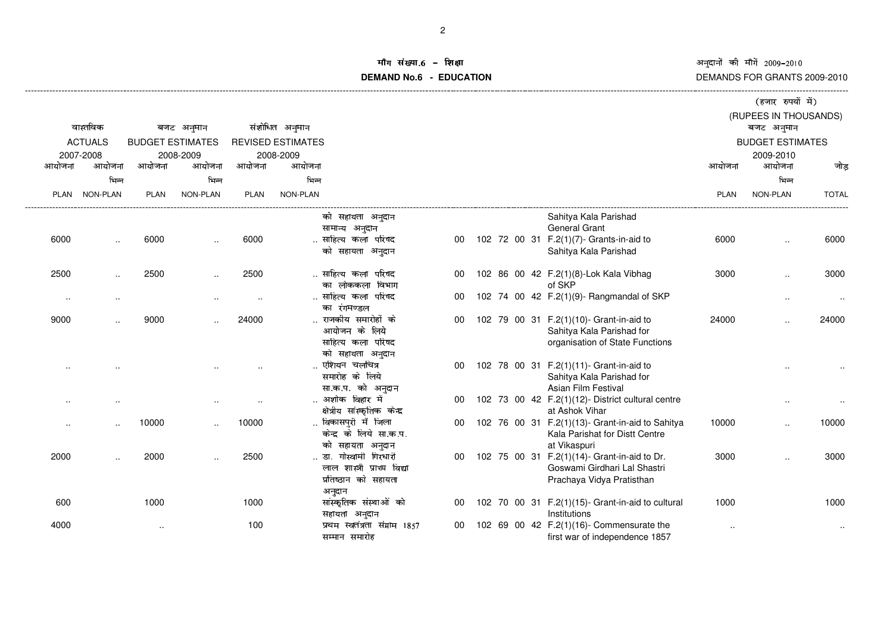# माँग संख्या.6 - शिक्षा

# DEMAND No.6 - EDUCATION

अनुदानों की माँगें 2009-2010

DEMANDS FOR GRANTS 2009-2010

(हजार रुपयों में)

(RUPEES IN THOUSANDS)

| वास्तविक ACTUALS 2007-2008 आयोजना PLAN | आयोजना भिन्न NON-PLAN | बजट अनुमान BUDGET ESTIMATES 2008-2009 आयोजना PLAN | आयोजना भिन्न NON-PLAN | संशोधित अनुमान REVISED ESTIMATES 2008-2009 आयोजना PLAN | आयोजना भिन्न NON-PLAN | | | | बजट अनुमान BUDGET ESTIMATES 2009-2010 आयोजना PLAN | आयोजना भिन्न NON-PLAN | जोड़ TOTAL |
|---|---|---|---|---|---|---|---|---|---|---|---|
| | | | | | | को सहायता अनुदान | | Sahitya Kala Parishad | | | |
| | | | | | | सामान्य अनुदान | | General Grant | | | |
| 6000 | .. | 6000 | .. | 6000 | | .. साहित्य कला परिषद को सहायता अनुदान | 00 102 72 00 31 | F.2(1)(7)- Grants-in-aid to Sahitya Kala Parishad | 6000 | .. | 6000 |
| 2500 | .. | 2500 | .. | 2500 | | .. साहित्य कला परिषद का लोककला विभाग | 00 102 86 00 42 | F.2(1)(8)-Lok Kala Vibhag of SKP | 3000 | .. | 3000 |
| .. | .. | | .. | .. | | .. साहित्य कला परिषद का रंगमण्डल | 00 102 74 00 42 | F.2(1)(9)- Rangmandal of SKP | | .. | .. |
| 9000 | .. | 9000 | .. | 24000 | | .. राजकीय समारोहों के आयोजन के लिये साहित्य कला परिषद को सहायता अनुदान | 00 102 79 00 31 | F.2(1)(10)- Grant-in-aid to Sahitya Kala Parishad for organisation of State Functions | 24000 | .. | 24000 |
| .. | .. | | .. | .. | | .. एशियन चलचित्र समारोह के लिये सा.क.प. को अनुदान | 00 102 78 00 31 | F.2(1)(11)- Grant-in-aid to Sahitya Kala Parishad for Asian Film Festival | | .. | .. |
| .. | .. | | .. | .. | | .. अशोक विहार में क्षेत्रीय सांस्कृतिक केन्द्र | 00 102 73 00 42 | F.2(1)(12)- District cultural centre at Ashok Vihar | | .. | .. |
| .. | .. | 10000 | .. | 10000 | | .. विकासपुरी में जिला केन्द्र के लिये सा.क.प. को सहायता अनुदान | 00 102 76 00 31 | F.2(1)(13)- Grant-in-aid to Sahitya Kala Parishat for Distt Centre at Vikaspuri | 10000 | .. | 10000 |
| 2000 | .. | 2000 | .. | 2500 | | .. डा. गोस्वामी गिरधारी लाल शास्त्री प्राच्य विद्या प्रतिष्ठान को सहायता अनुदान | 00 102 75 00 31 | F.2(1)(14)- Grant-in-aid to Dr. Goswami Girdhari Lal Shastri Prachaya Vidya Pratisthan | 3000 | .. | 3000 |
| 600 | | 1000 | | 1000 | | सांस्कृतिक संस्थाओं को सहायता अनुदान | 00 102 70 00 31 | F.2(1)(15)- Grant-in-aid to cultural Institutions | 1000 | | 1000 |
| 4000 | | .. | | 100 | | प्रथम स्वतंत्रता संग्राम 1857 सम्मान समारोह | 00 102 69 00 42 | F.2(1)(16)- Commensurate the first war of independence 1857 | .. | | .. |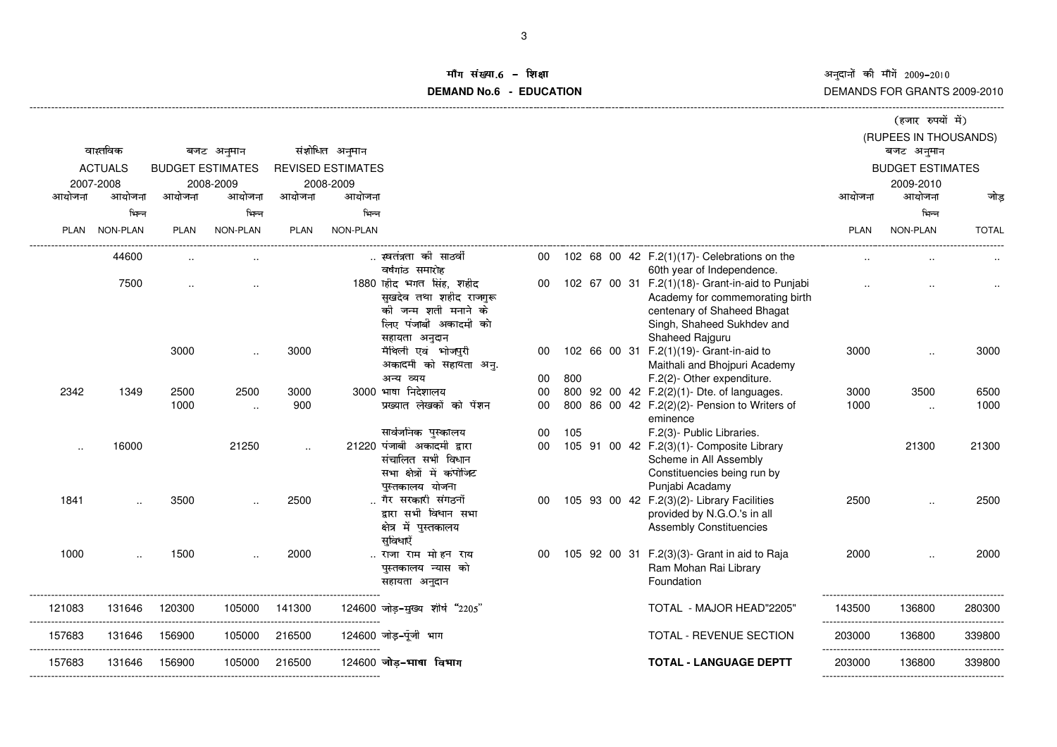# मॉंग संख्या.6 - शिक्षा

# DEMAND No.6 - EDUCATION

अनुदानों की मॉंगें 2009-2010

DEMANDS FOR GRANTS 2009-2010

(हजार रुपयों में)
(RUPEES IN THOUSANDS)

| वास्तविक ACTUALS 2007-2008 | | बजट अनुमान BUDGET ESTIMATES 2008-2009 | | संशोधित अनुमान REVISED ESTIMATES 2008-2009 | | | | | | | | | | बजट अनुमान BUDGET ESTIMATES 2009-2010 | | |
|---|---|---|---|---|---|---|---|---|---|---|---|---|---|---|---|---|
| आयोजना PLAN | आयोजना भिन्न NON-PLAN | आयोजना PLAN | आयोजना भिन्न NON-PLAN | आयोजना PLAN | आयोजना भिन्न NON-PLAN | | | | | | | | | आयोजना PLAN | आयोजना भिन्न NON-PLAN | जोड़ TOTAL |
| | 44600 | .. | .. | | .. | स्वतंत्रता की साठवीं वर्षगांठ समारोह | 00 | 102 | 68 | 00 | 42 | F.2(1)(17)- Celebrations on the 60th year of Independence. | | .. | .. | .. |
| | 7500 | .. | .. | | 1880 | शहीद भगत सिंह, शहीद सुखदेव तथा शहीद राजगुरू की जन्म शती मनाने के लिए पंजाबी अकादमी को सहायता अनुदान | 00 | 102 | 67 | 00 | 31 | F.2(1)(18)- Grant-in-aid to Punjabi Academy for commemorating birth centenary of Shaheed Bhagat Singh, Shaheed Sukhdev and Shaheed Rajguru | | .. | .. | .. |
| | | 3000 | .. | 3000 | | मैथिली एवं भोजपुरी अकादमी को सहायता अनु. | 00 | 102 | 66 | 00 | 31 | F.2(1)(19)- Grant-in-aid to Maithali and Bhojpuri Academy | | 3000 | .. | 3000 |
| | | | | | | अन्य व्यय | 00 | 800 | | | | F.2(2)- Other expenditure. | | | | |
| 2342 | 1349 | 2500 | 2500 | 3000 | 3000 | भाषा निदेशालय | 00 | 800 | 92 | 00 | 42 | F.2(2)(1)- Dte. of languages. | | 3000 | 3500 | 6500 |
| | | 1000 | .. | 900 | | प्रख्यात लेखकों को पेंशन | 00 | 800 | 86 | 00 | 42 | F.2(2)(2)- Pension to Writers of eminence | | 1000 | .. | 1000 |
| | | | | | | सार्वजनिक पुस्तकालय | 00 | 105 | | | | F.2(3)- Public Libraries. | | | | |
| .. | 16000 | | 21250 | .. | 21220 | पंजाबी अकादमी द्वारा संचालित सभी विधान सभा क्षेत्रों में कंपोजिट पुस्तकालय योजना | 00 | 105 | 91 | 00 | 42 | F.2(3)(1)- Composite Library Scheme in All Assembly Constituencies being run by Punjabi Acadamy | | | 21300 | 21300 |
| 1841 | .. | 3500 | .. | 2500 | .. | गैर सरकारी संगठनों द्वारा सभी विधान सभा क्षेत्र में पुस्तकालय सुविधाएँ | 00 | 105 | 93 | 00 | 42 | F.2(3)(2)- Library Facilities provided by N.G.O.'s in all Assembly Constituencies | | 2500 | .. | 2500 |
| 1000 | .. | 1500 | .. | 2000 | .. | राजा राम मोहन राय पुस्तकालय न्यास को सहायता अनुदान | 00 | 105 | 92 | 00 | 31 | F.2(3)(3)- Grant in aid to Raja Ram Mohan Rai Library Foundation | | 2000 | .. | 2000 |
| 121083 | 131646 | 120300 | 105000 | 141300 | 124600 | जोड़-मुख्य शीर्ष "2205" | | | | | | TOTAL - MAJOR HEAD"2205" | | 143500 | 136800 | 280300 |
| 157683 | 131646 | 156900 | 105000 | 216500 | 124600 | जोड़-पूंजी भाग | | | | | | TOTAL - REVENUE SECTION | | 203000 | 136800 | 339800 |
| 157683 | 131646 | 156900 | 105000 | 216500 | 124600 | **जोड़-भाषा विभाग** | | | | | | **TOTAL - LANGUAGE DEPTT** | | 203000 | 136800 | 339800 |